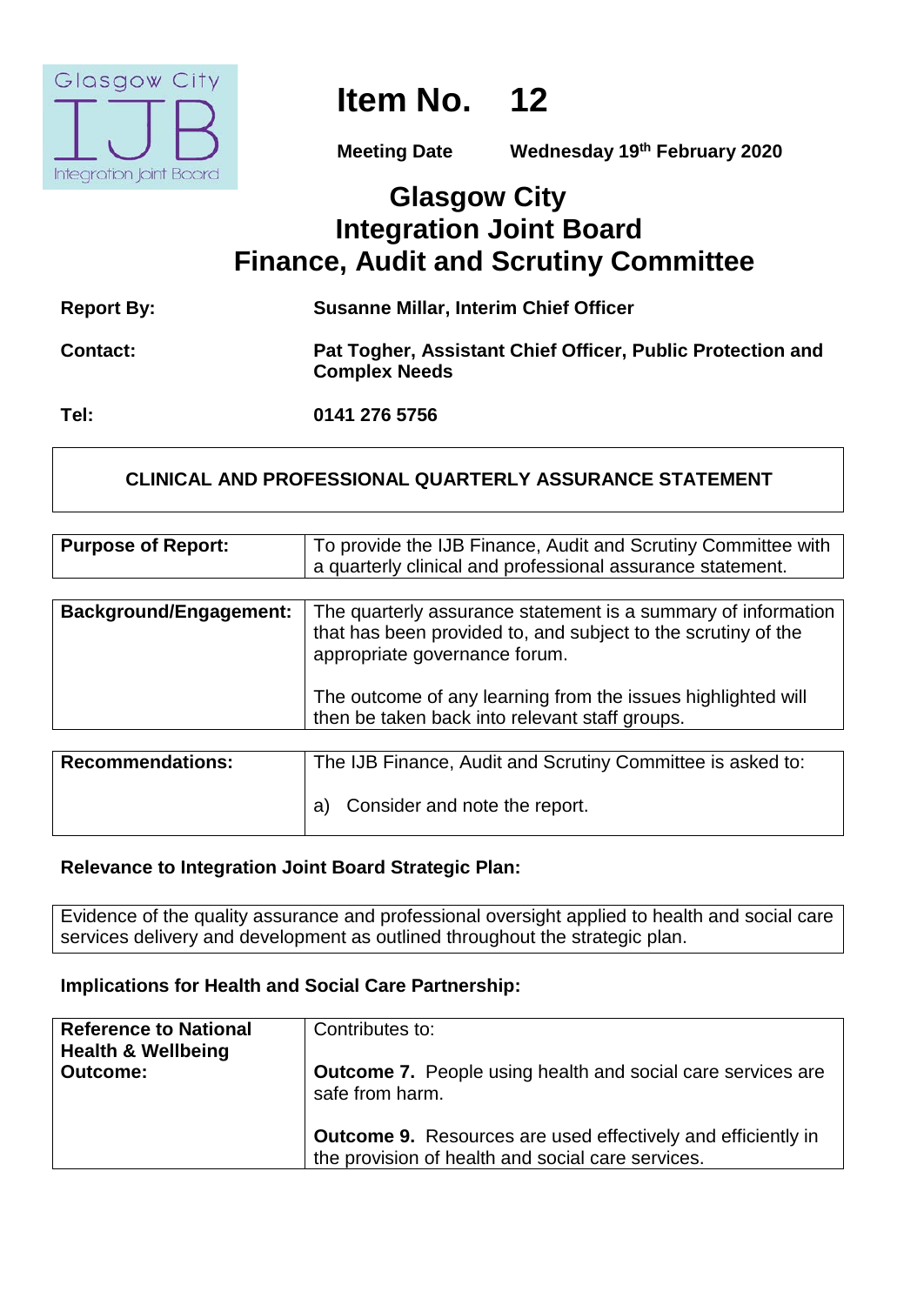Glasgow City IJB Integration Joint Board

# Item No. 12

**Meeting Date** **Wednesday 19th February 2020**

## Glasgow City Integration Joint Board Finance, Audit and Scrutiny Committee

| | |
|---|---|
| **Report By:** | **Susanne Millar, Interim Chief Officer** |
| **Contact:** | **Pat Togher, Assistant Chief Officer, Public Protection and Complex Needs** |
| **Tel:** | **0141 276 5756** |

**CLINICAL AND PROFESSIONAL QUARTERLY ASSURANCE STATEMENT**

| | |
|---|---|
| **Purpose of Report:** | To provide the IJB Finance, Audit and Scrutiny Committee with a quarterly clinical and professional assurance statement. |

| | |
|---|---|
| **Background/Engagement:** | The quarterly assurance statement is a summary of information that has been provided to, and subject to the scrutiny of the appropriate governance forum.<br><br>The outcome of any learning from the issues highlighted will then be taken back into relevant staff groups. |

| | |
|---|---|
| **Recommendations:** | The IJB Finance, Audit and Scrutiny Committee is asked to:<br><br>a) Consider and note the report. |

**Relevance to Integration Joint Board Strategic Plan:**

Evidence of the quality assurance and professional oversight applied to health and social care services delivery and development as outlined throughout the strategic plan.

**Implications for Health and Social Care Partnership:**

| | |
|---|---|
| **Reference to National Health & Wellbeing Outcome:** | Contributes to:<br><br>**Outcome 7.** People using health and social care services are safe from harm.<br><br>**Outcome 9.** Resources are used effectively and efficiently in the provision of health and social care services. |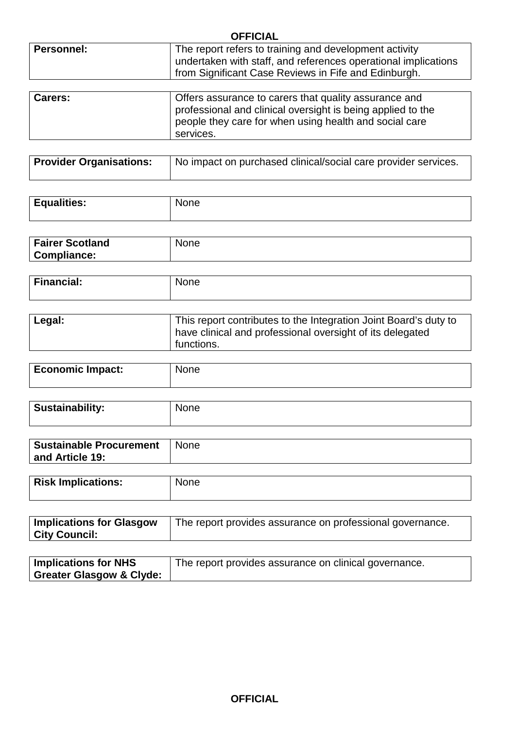| | |
|---|---|
| **Personnel:** | The report refers to training and development activity undertaken with staff, and references operational implications from Significant Case Reviews in Fife and Edinburgh. |
| **Carers:** | Offers assurance to carers that quality assurance and professional and clinical oversight is being applied to the people they care for when using health and social care services. |
| **Provider Organisations:** | No impact on purchased clinical/social care provider services. |
| **Equalities:** | None |
| **Fairer Scotland Compliance:** | None |
| **Financial:** | None |
| **Legal:** | This report contributes to the Integration Joint Board's duty to have clinical and professional oversight of its delegated functions. |
| **Economic Impact:** | None |
| **Sustainability:** | None |
| **Sustainable Procurement and Article 19:** | None |
| **Risk Implications:** | None |
| **Implications for Glasgow City Council:** | The report provides assurance on professional governance. |
| **Implications for NHS Greater Glasgow & Clyde:** | The report provides assurance on clinical governance. |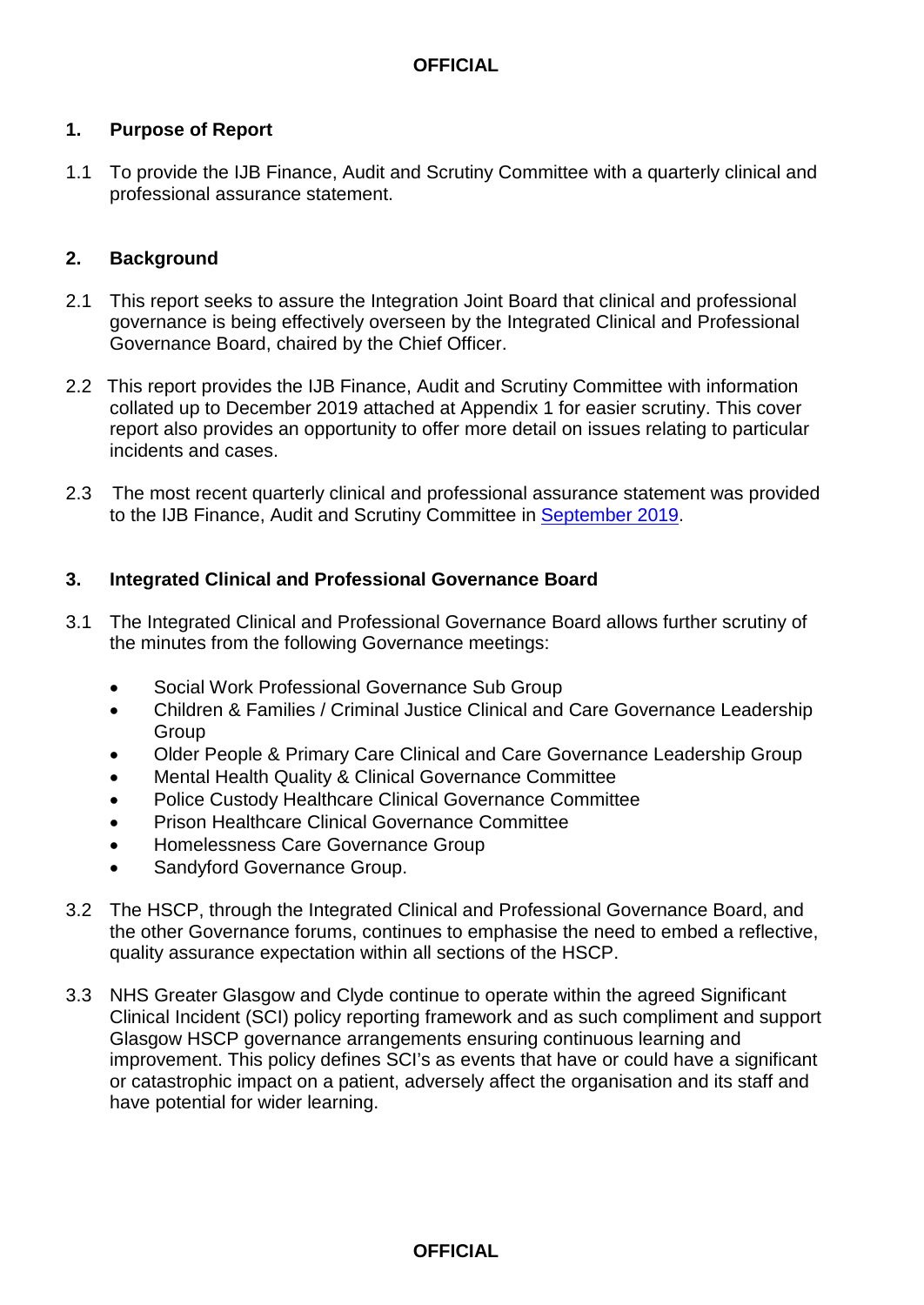## 1. Purpose of Report

1.1 To provide the IJB Finance, Audit and Scrutiny Committee with a quarterly clinical and professional assurance statement.

## 2. Background

2.1 This report seeks to assure the Integration Joint Board that clinical and professional governance is being effectively overseen by the Integrated Clinical and Professional Governance Board, chaired by the Chief Officer.

2.2 This report provides the IJB Finance, Audit and Scrutiny Committee with information collated up to December 2019 attached at Appendix 1 for easier scrutiny. This cover report also provides an opportunity to offer more detail on issues relating to particular incidents and cases.

2.3 The most recent quarterly clinical and professional assurance statement was provided to the IJB Finance, Audit and Scrutiny Committee in September 2019.

## 3. Integrated Clinical and Professional Governance Board

3.1 The Integrated Clinical and Professional Governance Board allows further scrutiny of the minutes from the following Governance meetings:

- Social Work Professional Governance Sub Group
- Children & Families / Criminal Justice Clinical and Care Governance Leadership Group
- Older People & Primary Care Clinical and Care Governance Leadership Group
- Mental Health Quality & Clinical Governance Committee
- Police Custody Healthcare Clinical Governance Committee
- Prison Healthcare Clinical Governance Committee
- Homelessness Care Governance Group
- Sandyford Governance Group.

3.2 The HSCP, through the Integrated Clinical and Professional Governance Board, and the other Governance forums, continues to emphasise the need to embed a reflective, quality assurance expectation within all sections of the HSCP.

3.3 NHS Greater Glasgow and Clyde continue to operate within the agreed Significant Clinical Incident (SCI) policy reporting framework and as such compliment and support Glasgow HSCP governance arrangements ensuring continuous learning and improvement. This policy defines SCI's as events that have or could have a significant or catastrophic impact on a patient, adversely affect the organisation and its staff and have potential for wider learning.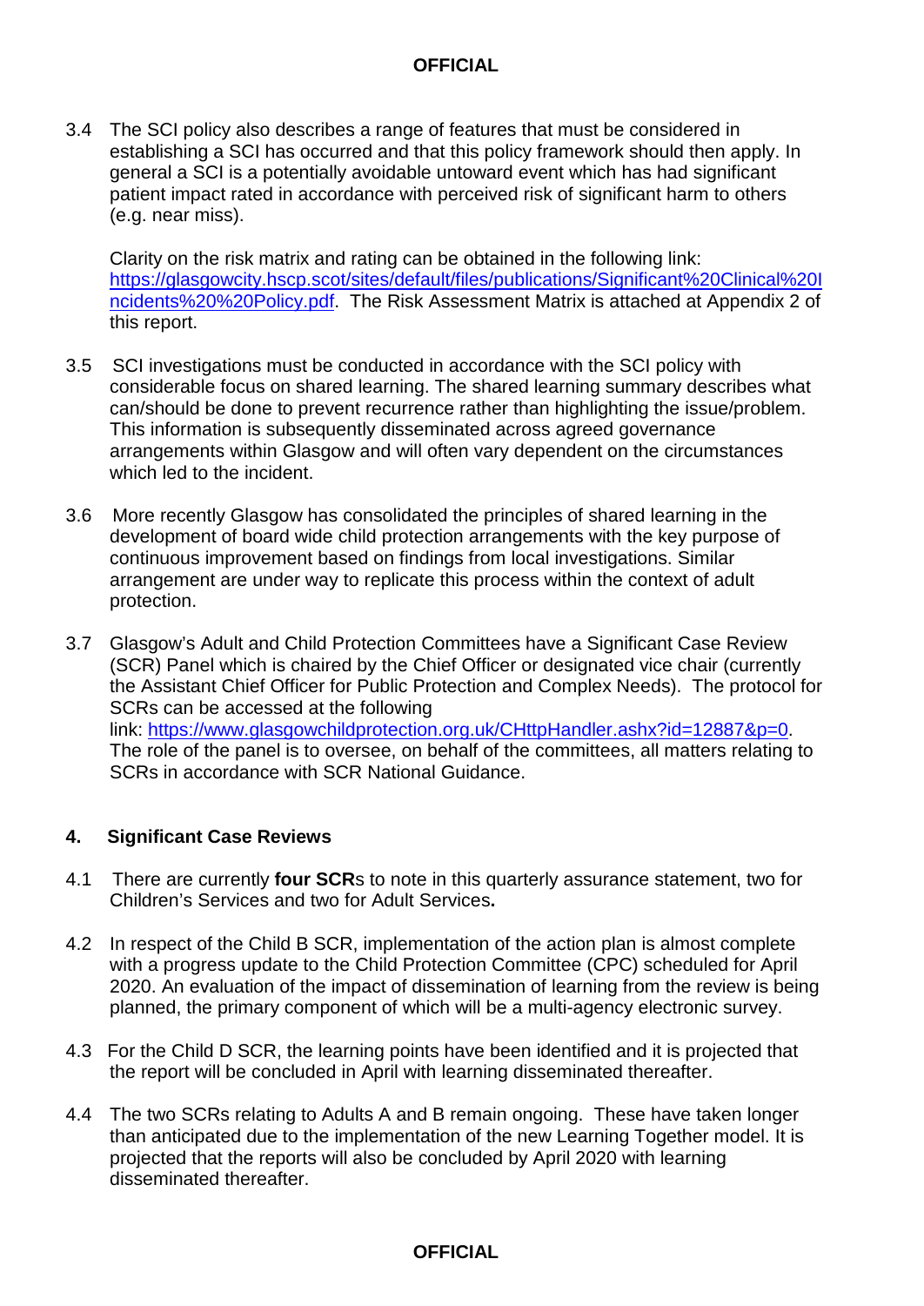3.4 The SCI policy also describes a range of features that must be considered in establishing a SCI has occurred and that this policy framework should then apply. In general a SCI is a potentially avoidable untoward event which has had significant patient impact rated in accordance with perceived risk of significant harm to others (e.g. near miss).

Clarity on the risk matrix and rating can be obtained in the following link: https://glasgowcity.hscp.scot/sites/default/files/publications/Significant%20Clinical%20Incidents%20%20Policy.pdf. The Risk Assessment Matrix is attached at Appendix 2 of this report.

3.5 SCI investigations must be conducted in accordance with the SCI policy with considerable focus on shared learning. The shared learning summary describes what can/should be done to prevent recurrence rather than highlighting the issue/problem. This information is subsequently disseminated across agreed governance arrangements within Glasgow and will often vary dependent on the circumstances which led to the incident.

3.6 More recently Glasgow has consolidated the principles of shared learning in the development of board wide child protection arrangements with the key purpose of continuous improvement based on findings from local investigations. Similar arrangement are under way to replicate this process within the context of adult protection.

3.7 Glasgow's Adult and Child Protection Committees have a Significant Case Review (SCR) Panel which is chaired by the Chief Officer or designated vice chair (currently the Assistant Chief Officer for Public Protection and Complex Needs). The protocol for SCRs can be accessed at the following link: https://www.glasgowchildprotection.org.uk/CHttpHandler.ashx?id=12887&p=0. The role of the panel is to oversee, on behalf of the committees, all matters relating to SCRs in accordance with SCR National Guidance.

## 4. Significant Case Reviews

4.1 There are currently **four SCR**s to note in this quarterly assurance statement, two for Children's Services and two for Adult Services**.**

4.2 In respect of the Child B SCR, implementation of the action plan is almost complete with a progress update to the Child Protection Committee (CPC) scheduled for April 2020. An evaluation of the impact of dissemination of learning from the review is being planned, the primary component of which will be a multi-agency electronic survey.

4.3 For the Child D SCR, the learning points have been identified and it is projected that the report will be concluded in April with learning disseminated thereafter.

4.4 The two SCRs relating to Adults A and B remain ongoing. These have taken longer than anticipated due to the implementation of the new Learning Together model. It is projected that the reports will also be concluded by April 2020 with learning disseminated thereafter.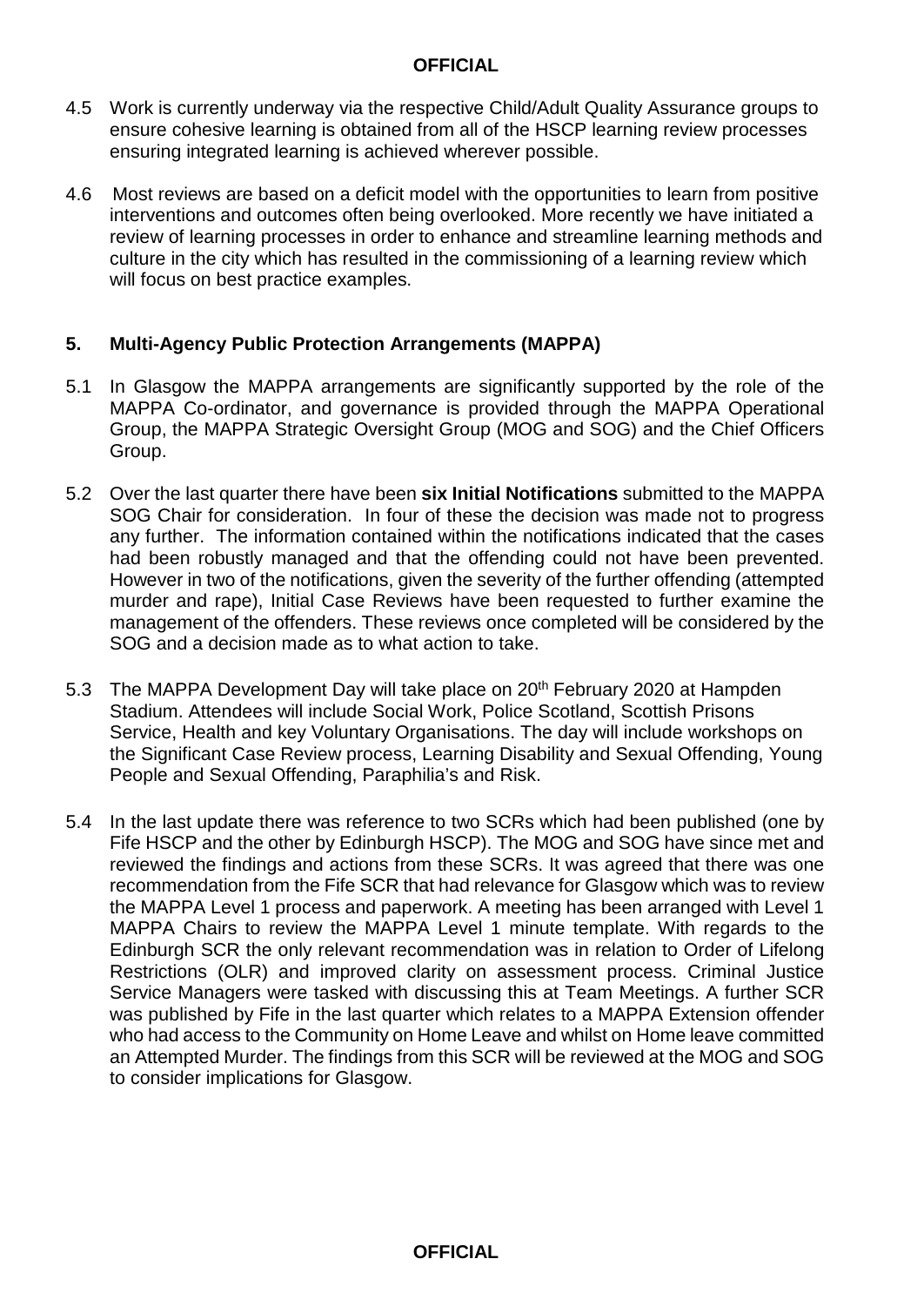4.5 Work is currently underway via the respective Child/Adult Quality Assurance groups to ensure cohesive learning is obtained from all of the HSCP learning review processes ensuring integrated learning is achieved wherever possible.

4.6 Most reviews are based on a deficit model with the opportunities to learn from positive interventions and outcomes often being overlooked. More recently we have initiated a review of learning processes in order to enhance and streamline learning methods and culture in the city which has resulted in the commissioning of a learning review which will focus on best practice examples.

## 5. Multi-Agency Public Protection Arrangements (MAPPA)

5.1 In Glasgow the MAPPA arrangements are significantly supported by the role of the MAPPA Co-ordinator, and governance is provided through the MAPPA Operational Group, the MAPPA Strategic Oversight Group (MOG and SOG) and the Chief Officers Group.

5.2 Over the last quarter there have been **six Initial Notifications** submitted to the MAPPA SOG Chair for consideration. In four of these the decision was made not to progress any further. The information contained within the notifications indicated that the cases had been robustly managed and that the offending could not have been prevented. However in two of the notifications, given the severity of the further offending (attempted murder and rape), Initial Case Reviews have been requested to further examine the management of the offenders. These reviews once completed will be considered by the SOG and a decision made as to what action to take.

5.3 The MAPPA Development Day will take place on 20th February 2020 at Hampden Stadium. Attendees will include Social Work, Police Scotland, Scottish Prisons Service, Health and key Voluntary Organisations. The day will include workshops on the Significant Case Review process, Learning Disability and Sexual Offending, Young People and Sexual Offending, Paraphilia's and Risk.

5.4 In the last update there was reference to two SCRs which had been published (one by Fife HSCP and the other by Edinburgh HSCP). The MOG and SOG have since met and reviewed the findings and actions from these SCRs. It was agreed that there was one recommendation from the Fife SCR that had relevance for Glasgow which was to review the MAPPA Level 1 process and paperwork. A meeting has been arranged with Level 1 MAPPA Chairs to review the MAPPA Level 1 minute template. With regards to the Edinburgh SCR the only relevant recommendation was in relation to Order of Lifelong Restrictions (OLR) and improved clarity on assessment process. Criminal Justice Service Managers were tasked with discussing this at Team Meetings. A further SCR was published by Fife in the last quarter which relates to a MAPPA Extension offender who had access to the Community on Home Leave and whilst on Home leave committed an Attempted Murder. The findings from this SCR will be reviewed at the MOG and SOG to consider implications for Glasgow.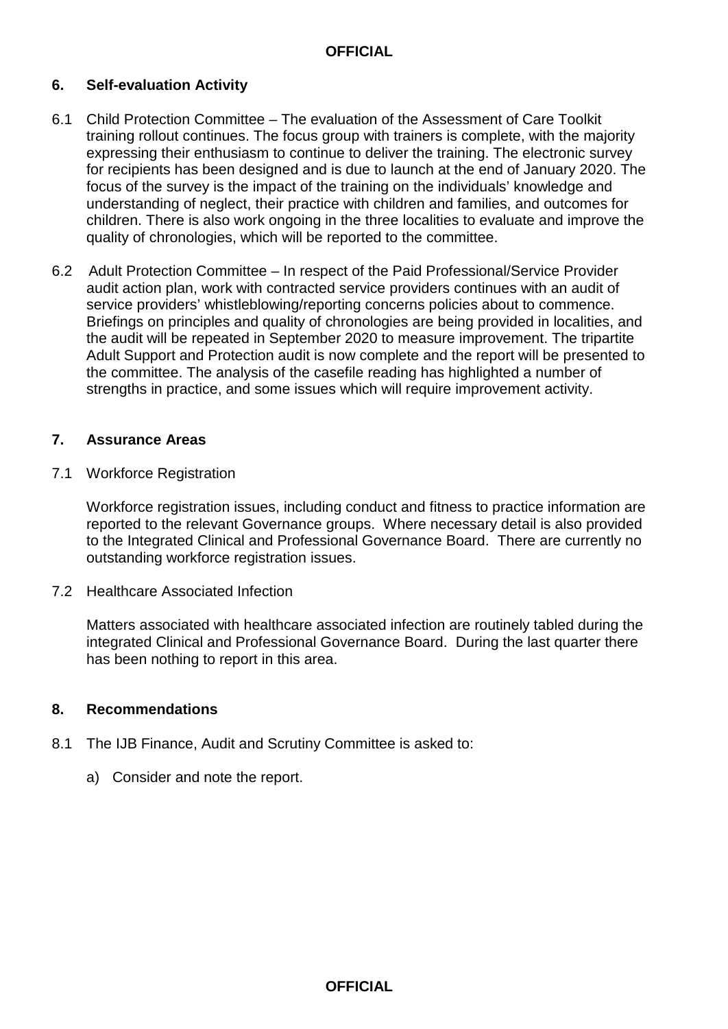## 6. Self-evaluation Activity

6.1 Child Protection Committee – The evaluation of the Assessment of Care Toolkit training rollout continues. The focus group with trainers is complete, with the majority expressing their enthusiasm to continue to deliver the training. The electronic survey for recipients has been designed and is due to launch at the end of January 2020. The focus of the survey is the impact of the training on the individuals' knowledge and understanding of neglect, their practice with children and families, and outcomes for children. There is also work ongoing in the three localities to evaluate and improve the quality of chronologies, which will be reported to the committee.

6.2 Adult Protection Committee – In respect of the Paid Professional/Service Provider audit action plan, work with contracted service providers continues with an audit of service providers' whistleblowing/reporting concerns policies about to commence. Briefings on principles and quality of chronologies are being provided in localities, and the audit will be repeated in September 2020 to measure improvement. The tripartite Adult Support and Protection audit is now complete and the report will be presented to the committee. The analysis of the casefile reading has highlighted a number of strengths in practice, and some issues which will require improvement activity.

## 7. Assurance Areas

7.1 Workforce Registration

Workforce registration issues, including conduct and fitness to practice information are reported to the relevant Governance groups. Where necessary detail is also provided to the Integrated Clinical and Professional Governance Board. There are currently no outstanding workforce registration issues.

7.2 Healthcare Associated Infection

Matters associated with healthcare associated infection are routinely tabled during the integrated Clinical and Professional Governance Board. During the last quarter there has been nothing to report in this area.

## 8. Recommendations

8.1 The IJB Finance, Audit and Scrutiny Committee is asked to:

a) Consider and note the report.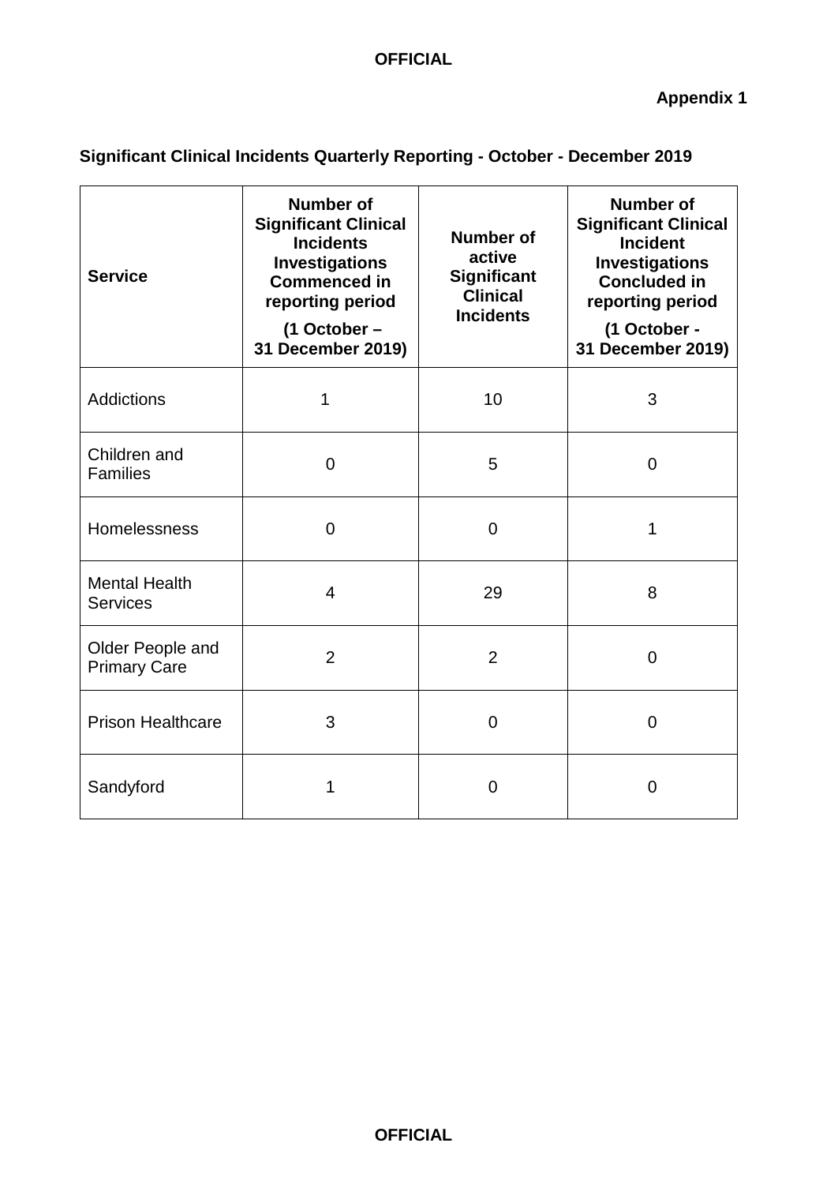Appendix 1

**Significant Clinical Incidents Quarterly Reporting - October - December 2019**

| Service | Number of Significant Clinical Incidents Investigations Commenced in reporting period (1 October – 31 December 2019) | Number of active Significant Clinical Incidents | Number of Significant Clinical Incident Investigations Concluded in reporting period (1 October - 31 December 2019) |
|---|---|---|---|
| Addictions | 1 | 10 | 3 |
| Children and Families | 0 | 5 | 0 |
| Homelessness | 0 | 0 | 1 |
| Mental Health Services | 4 | 29 | 8 |
| Older People and Primary Care | 2 | 2 | 0 |
| Prison Healthcare | 3 | 0 | 0 |
| Sandyford | 1 | 0 | 0 |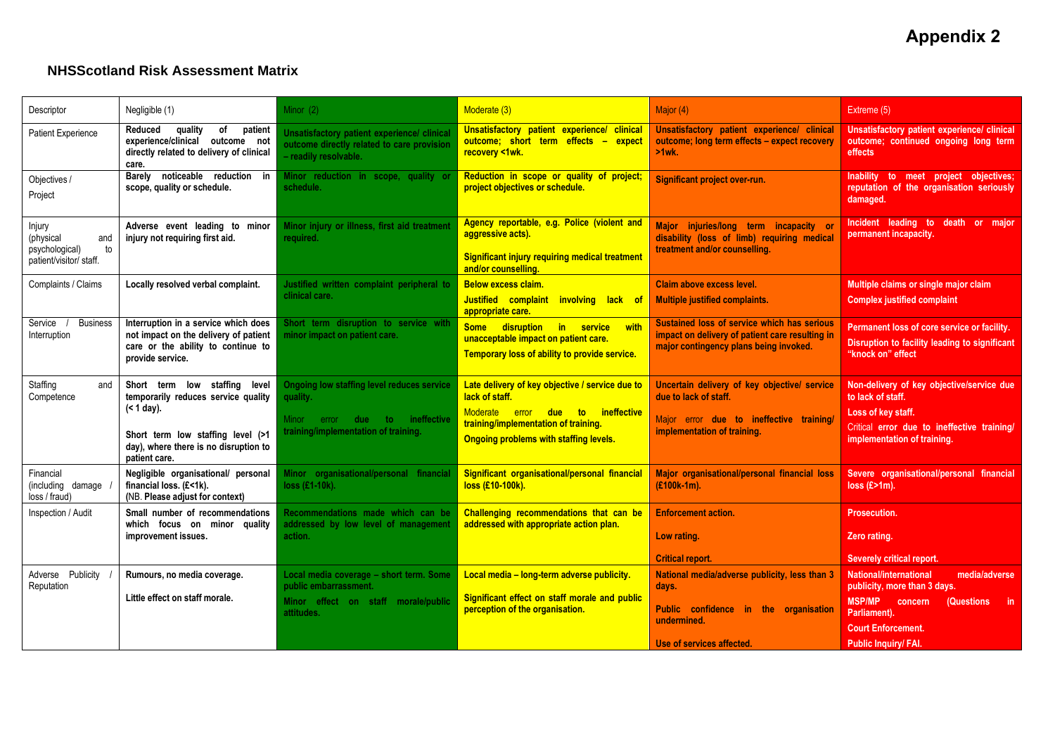# Appendix 2

## NHSScotland Risk Assessment Matrix

| Descriptor | Negligible (1) | Minor (2) | Moderate (3) | Major (4) | Extreme (5) |
|---|---|---|---|---|---|
| Patient Experience | **Reduced quality of patient experience/clinical outcome not directly related to delivery of clinical care.** | **Unsatisfactory patient experience/ clinical outcome directly related to care provision – readily resolvable.** | **Unsatisfactory patient experience/ clinical outcome; short term effects – expect recovery <1wk.** | **Unsatisfactory patient experience/ clinical outcome; long term effects – expect recovery >1wk.** | **Unsatisfactory patient experience/ clinical outcome; continued ongoing long term effects** |
| Objectives / Project | **Barely noticeable reduction in scope, quality or schedule.** | **Minor reduction in scope, quality or schedule.** | **Reduction in scope or quality of project; project objectives or schedule.** | **Significant project over-run.** | **Inability to meet project objectives; reputation of the organisation seriously damaged.** |
| Injury (physical and psychological) to patient/visitor/ staff. | **Adverse event leading to minor injury not requiring first aid.** | **Minor injury or illness, first aid treatment required.** | **Agency reportable, e.g. Police (violent and aggressive acts).** <br> **Significant injury requiring medical treatment and/or counselling.** | **Major injuries/long term incapacity or disability (loss of limb) requiring medical treatment and/or counselling.** | **Incident leading to death or major permanent incapacity.** |
| Complaints / Claims | **Locally resolved verbal complaint.** | **Justified written complaint peripheral to clinical care.** | **Below excess claim.** <br> **Justified complaint involving lack of appropriate care.** | **Claim above excess level.** <br> **Multiple justified complaints.** | **Multiple claims or single major claim** <br> **Complex justified complaint** |
| Service / Business Interruption | **Interruption in a service which does not impact on the delivery of patient care or the ability to continue to provide service.** | **Short term disruption to service with minor impact on patient care.** | **Some disruption in service with unacceptable impact on patient care.** <br> **Temporary loss of ability to provide service.** | **Sustained loss of service which has serious impact on delivery of patient care resulting in major contingency plans being invoked.** | **Permanent loss of core service or facility.** <br> **Disruption to facility leading to significant "knock on" effect** |
| Staffing and Competence | **Short term low staffing level temporarily reduces service quality (< 1 day).** <br> **Short term low staffing level (>1 day), where there is no disruption to patient care.** | **Ongoing low staffing level reduces service quality.** <br> Minor error **due to ineffective training/implementation of training.** | **Late delivery of key objective / service due to lack of staff.** <br> Moderate error **due to ineffective training/implementation of training.** <br> **Ongoing problems with staffing levels.** | **Uncertain delivery of key objective/ service due to lack of staff.** <br> Major error **due to ineffective training/ implementation of training.** | **Non-delivery of key objective/service due to lack of staff.** <br> **Loss of key staff.** <br> Critical **error due to ineffective training/ implementation of training.** |
| Financial (including damage / loss / fraud) | **Negligible organisational/ personal financial loss. (£<1k).** <br> (NB. **Please adjust for context)** | **Minor organisational/personal financial loss (£1-10k).** | **Significant organisational/personal financial loss (£10-100k).** | **Major organisational/personal financial loss (£100k-1m).** | **Severe organisational/personal financial loss (£>1m).** |
| Inspection / Audit | **Small number of recommendations which focus on minor quality improvement issues.** | **Recommendations made which can be addressed by low level of management action.** | **Challenging recommendations that can be addressed with appropriate action plan.** | **Enforcement action.** <br> **Low rating.** <br> **Critical report.** | **Prosecution.** <br> **Zero rating.** <br> **Severely critical report.** |
| Adverse Publicity / Reputation | **Rumours, no media coverage.** <br> **Little effect on staff morale.** | **Local media coverage – short term. Some public embarrassment.** <br> **Minor effect on staff morale/public attitudes.** | **Local media – long-term adverse publicity.** <br> **Significant effect on staff morale and public perception of the organisation.** | **National media/adverse publicity, less than 3 days.** <br> **Public confidence in the organisation undermined.** <br> **Use of services affected.** | **National/international media/adverse publicity, more than 3 days.** <br> **MSP/MP concern (Questions in Parliament).** <br> **Court Enforcement.** <br> **Public Inquiry/ FAI.** |